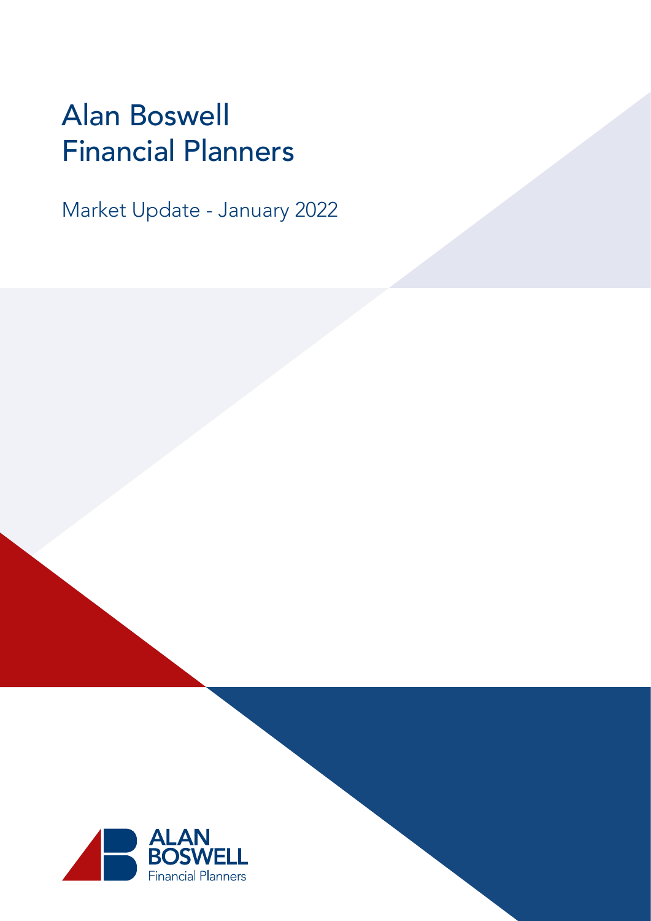# Alan Boswell Financial Planners

## Market Update - January 2022

ALAN BOSWELL
Financial Planners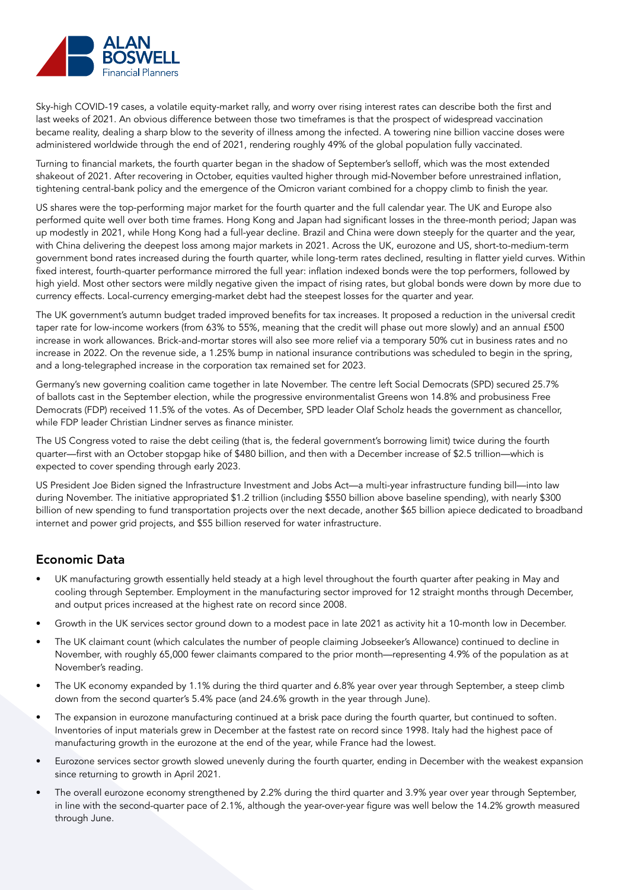Sky-high COVID-19 cases, a volatile equity-market rally, and worry over rising interest rates can describe both the first and last weeks of 2021. An obvious difference between those two timeframes is that the prospect of widespread vaccination became reality, dealing a sharp blow to the severity of illness among the infected. A towering nine billion vaccine doses were administered worldwide through the end of 2021, rendering roughly 49% of the global population fully vaccinated.

Turning to financial markets, the fourth quarter began in the shadow of September's selloff, which was the most extended shakeout of 2021. After recovering in October, equities vaulted higher through mid-November before unrestrained inflation, tightening central-bank policy and the emergence of the Omicron variant combined for a choppy climb to finish the year.

US shares were the top-performing major market for the fourth quarter and the full calendar year. The UK and Europe also performed quite well over both time frames. Hong Kong and Japan had significant losses in the three-month period; Japan was up modestly in 2021, while Hong Kong had a full-year decline. Brazil and China were down steeply for the quarter and the year, with China delivering the deepest loss among major markets in 2021. Across the UK, eurozone and US, short-to-medium-term government bond rates increased during the fourth quarter, while long-term rates declined, resulting in flatter yield curves. Within fixed interest, fourth-quarter performance mirrored the full year: inflation indexed bonds were the top performers, followed by high yield. Most other sectors were mildly negative given the impact of rising rates, but global bonds were down by more due to currency effects. Local-currency emerging-market debt had the steepest losses for the quarter and year.

The UK government's autumn budget traded improved benefits for tax increases. It proposed a reduction in the universal credit taper rate for low-income workers (from 63% to 55%, meaning that the credit will phase out more slowly) and an annual £500 increase in work allowances. Brick-and-mortar stores will also see more relief via a temporary 50% cut in business rates and no increase in 2022. On the revenue side, a 1.25% bump in national insurance contributions was scheduled to begin in the spring, and a long-telegraphed increase in the corporation tax remained set for 2023.

Germany's new governing coalition came together in late November. The centre left Social Democrats (SPD) secured 25.7% of ballots cast in the September election, while the progressive environmentalist Greens won 14.8% and probusiness Free Democrats (FDP) received 11.5% of the votes. As of December, SPD leader Olaf Scholz heads the government as chancellor, while FDP leader Christian Lindner serves as finance minister.

The US Congress voted to raise the debt ceiling (that is, the federal government's borrowing limit) twice during the fourth quarter—first with an October stopgap hike of $480 billion, and then with a December increase of $2.5 trillion—which is expected to cover spending through early 2023.

US President Joe Biden signed the Infrastructure Investment and Jobs Act—a multi-year infrastructure funding bill—into law during November. The initiative appropriated $1.2 trillion (including $550 billion above baseline spending), with nearly $300 billion of new spending to fund transportation projects over the next decade, another $65 billion apiece dedicated to broadband internet and power grid projects, and $55 billion reserved for water infrastructure.

## Economic Data

- UK manufacturing growth essentially held steady at a high level throughout the fourth quarter after peaking in May and cooling through September. Employment in the manufacturing sector improved for 12 straight months through December, and output prices increased at the highest rate on record since 2008.
- Growth in the UK services sector ground down to a modest pace in late 2021 as activity hit a 10-month low in December.
- The UK claimant count (which calculates the number of people claiming Jobseeker's Allowance) continued to decline in November, with roughly 65,000 fewer claimants compared to the prior month—representing 4.9% of the population as at November's reading.
- The UK economy expanded by 1.1% during the third quarter and 6.8% year over year through September, a steep climb down from the second quarter's 5.4% pace (and 24.6% growth in the year through June).
- The expansion in eurozone manufacturing continued at a brisk pace during the fourth quarter, but continued to soften. Inventories of input materials grew in December at the fastest rate on record since 1998. Italy had the highest pace of manufacturing growth in the eurozone at the end of the year, while France had the lowest.
- Eurozone services sector growth slowed unevenly during the fourth quarter, ending in December with the weakest expansion since returning to growth in April 2021.
- The overall eurozone economy strengthened by 2.2% during the third quarter and 3.9% year over year through September, in line with the second-quarter pace of 2.1%, although the year-over-year figure was well below the 14.2% growth measured through June.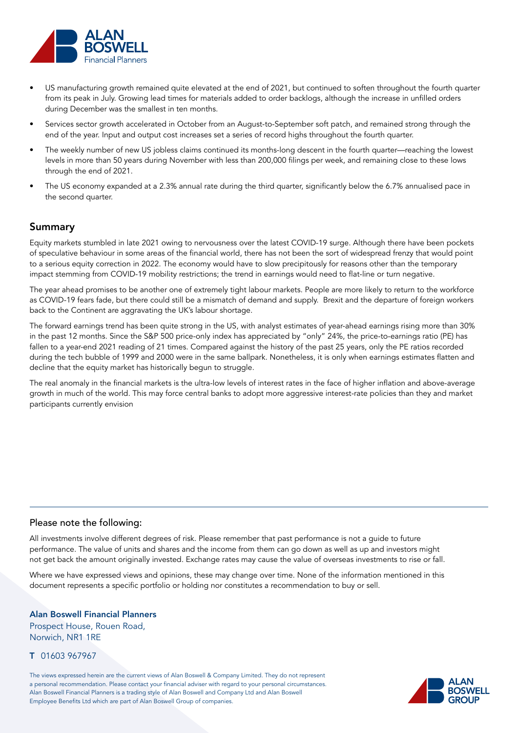- US manufacturing growth remained quite elevated at the end of 2021, but continued to soften throughout the fourth quarter from its peak in July. Growing lead times for materials added to order backlogs, although the increase in unfilled orders during December was the smallest in ten months.
- Services sector growth accelerated in October from an August-to-September soft patch, and remained strong through the end of the year. Input and output cost increases set a series of record highs throughout the fourth quarter.
- The weekly number of new US jobless claims continued its months-long descent in the fourth quarter—reaching the lowest levels in more than 50 years during November with less than 200,000 filings per week, and remaining close to these lows through the end of 2021.
- The US economy expanded at a 2.3% annual rate during the third quarter, significantly below the 6.7% annualised pace in the second quarter.

## Summary

Equity markets stumbled in late 2021 owing to nervousness over the latest COVID-19 surge. Although there have been pockets of speculative behaviour in some areas of the financial world, there has not been the sort of widespread frenzy that would point to a serious equity correction in 2022. The economy would have to slow precipitously for reasons other than the temporary impact stemming from COVID-19 mobility restrictions; the trend in earnings would need to flat-line or turn negative.

The year ahead promises to be another one of extremely tight labour markets. People are more likely to return to the workforce as COVID-19 fears fade, but there could still be a mismatch of demand and supply. Brexit and the departure of foreign workers back to the Continent are aggravating the UK's labour shortage.

The forward earnings trend has been quite strong in the US, with analyst estimates of year-ahead earnings rising more than 30% in the past 12 months. Since the S&P 500 price-only index has appreciated by "only" 24%, the price-to-earnings ratio (PE) has fallen to a year-end 2021 reading of 21 times. Compared against the history of the past 25 years, only the PE ratios recorded during the tech bubble of 1999 and 2000 were in the same ballpark. Nonetheless, it is only when earnings estimates flatten and decline that the equity market has historically begun to struggle.

The real anomaly in the financial markets is the ultra-low levels of interest rates in the face of higher inflation and above-average growth in much of the world. This may force central banks to adopt more aggressive interest-rate policies than they and market participants currently envision

### Please note the following:

All investments involve different degrees of risk. Please remember that past performance is not a guide to future performance. The value of units and shares and the income from them can go down as well as up and investors might not get back the amount originally invested. Exchange rates may cause the value of overseas investments to rise or fall.

Where we have expressed views and opinions, these may change over time. None of the information mentioned in this document represents a specific portfolio or holding nor constitutes a recommendation to buy or sell.

**Alan Boswell Financial Planners**
Prospect House, Rouen Road,
Norwich, NR1 1RE

**T** 01603 967967

The views expressed herein are the current views of Alan Boswell & Company Limited. They do not represent a personal recommendation. Please contact your financial adviser with regard to your personal circumstances. Alan Boswell Financial Planners is a trading style of Alan Boswell and Company Ltd and Alan Boswell Employee Benefits Ltd which are part of Alan Boswell Group of companies.